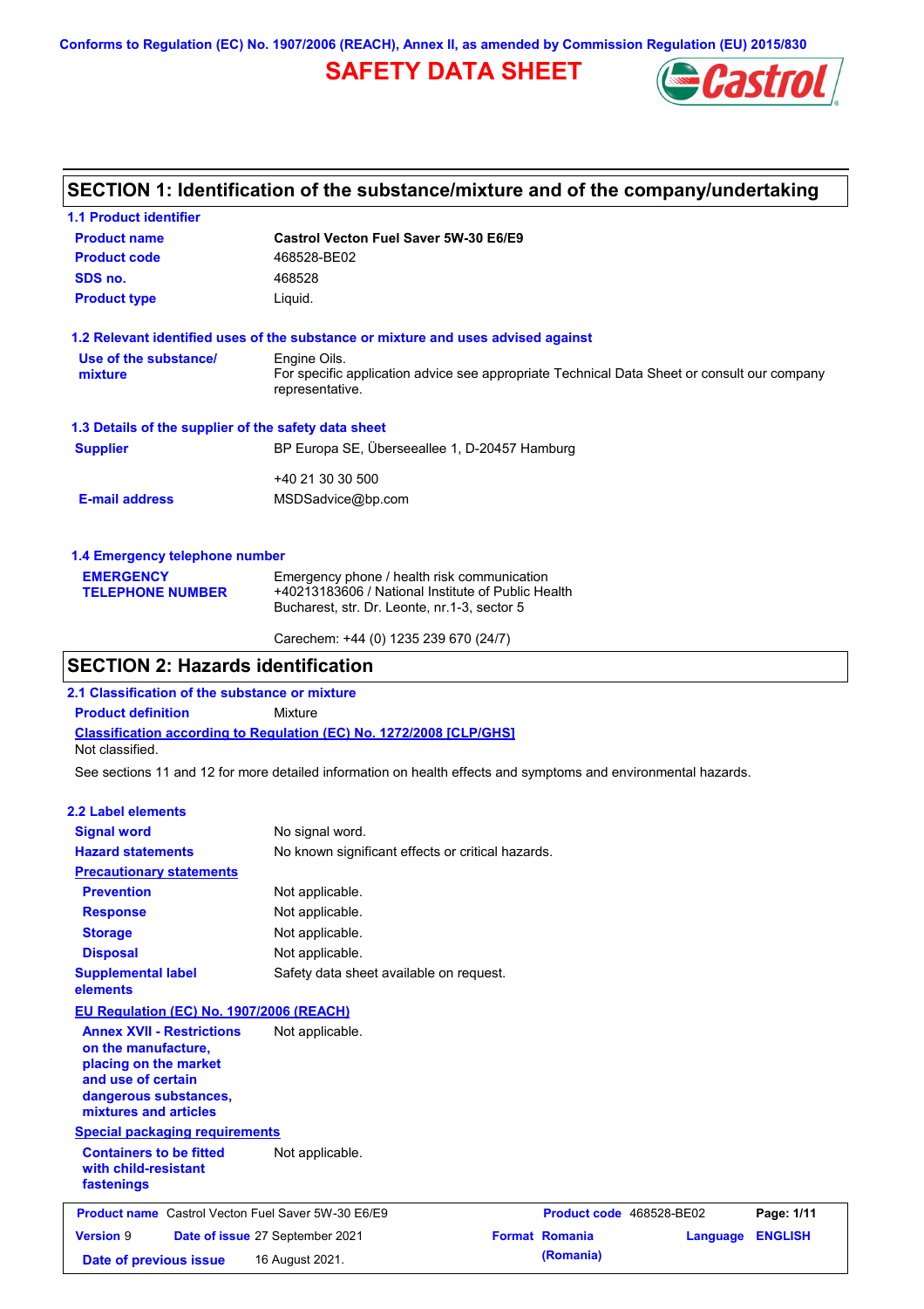Conforms to Regulation (EC) No. 1907/2006 (REACH), Annex II, as amended by Commission Regulation (EU) 2015/830

# SAFETY DATA SHEET

## SECTION 1: Identification of the substance/mixture and of the company/undertaking

### 1.1 Product identifier

| | |
|---|---|
| **Product name** | **Castrol Vecton Fuel Saver 5W-30 E6/E9** |
| **Product code** | 468528-BE02 |
| **SDS no.** | 468528 |
| **Product type** | Liquid. |

### 1.2 Relevant identified uses of the substance or mixture and uses advised against

**Use of the substance/ mixture**

Engine Oils.
For specific application advice see appropriate Technical Data Sheet or consult our company representative.

### 1.3 Details of the supplier of the safety data sheet

**Supplier**

BP Europa SE, Überseeallee 1, D-20457 Hamburg

+40 21 30 30 500

**E-mail address**

MSDSadvice@bp.com

### 1.4 Emergency telephone number

**EMERGENCY TELEPHONE NUMBER**

Emergency phone / health risk communication
+40213183606 / National Institute of Public Health
Bucharest, str. Dr. Leonte, nr.1-3, sector 5

Carechem: +44 (0) 1235 239 670 (24/7)

## SECTION 2: Hazards identification

### 2.1 Classification of the substance or mixture

**Product definition** Mixture

**Classification according to Regulation (EC) No. 1272/2008 [CLP/GHS]**

Not classified.

See sections 11 and 12 for more detailed information on health effects and symptoms and environmental hazards.

### 2.2 Label elements

| | |
|---|---|
| **Signal word** | No signal word. |
| **Hazard statements** | No known significant effects or critical hazards. |

**Precautionary statements**

| | |
|---|---|
| **Prevention** | Not applicable. |
| **Response** | Not applicable. |
| **Storage** | Not applicable. |
| **Disposal** | Not applicable. |
| **Supplemental label elements** | Safety data sheet available on request. |

**EU Regulation (EC) No. 1907/2006 (REACH)**

| | |
|---|---|
| **Annex XVII - Restrictions on the manufacture, placing on the market and use of certain dangerous substances, mixtures and articles** | Not applicable. |

**Special packaging requirements**

| | |
|---|---|
| **Containers to be fitted with child-resistant fastenings** | Not applicable. |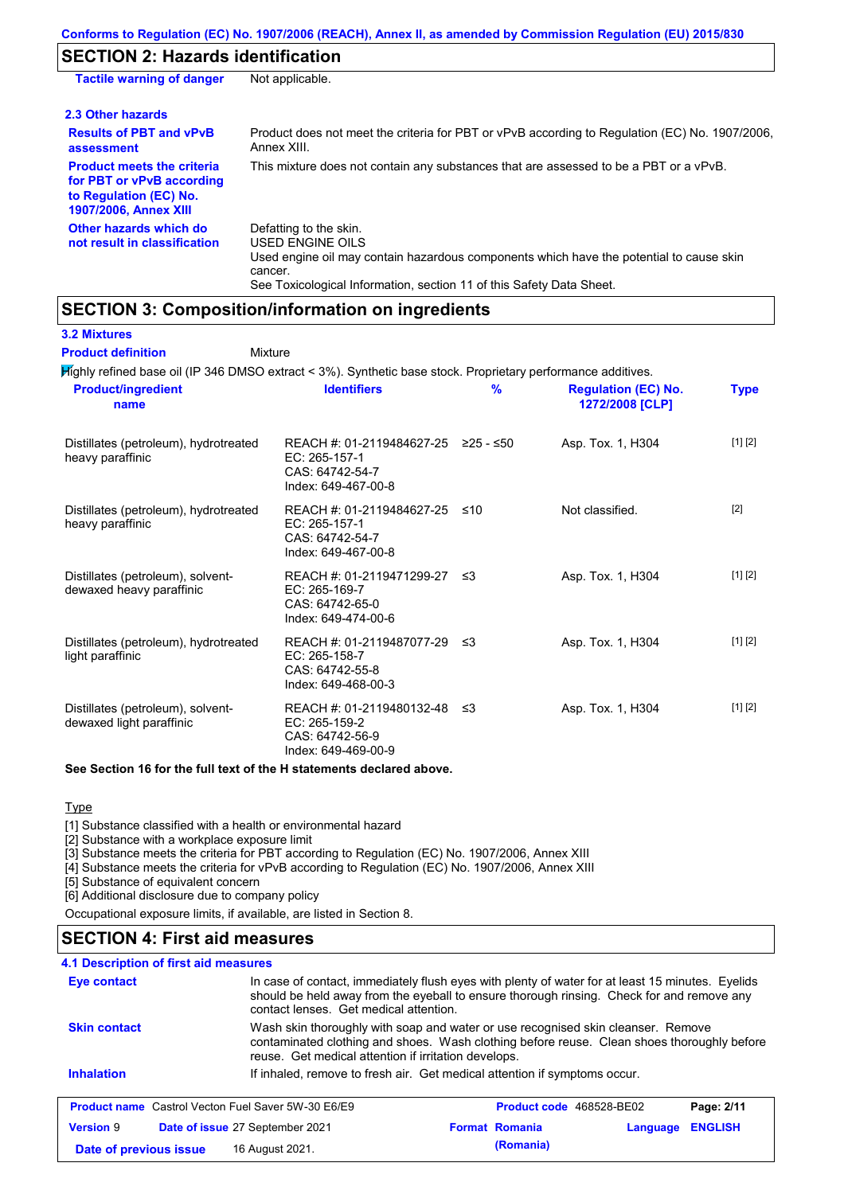## SECTION 2: Hazards identification

| | |
|---|---|
| **Tactile warning of danger** | Not applicable. |

### 2.3 Other hazards

| | |
|---|---|
| **Results of PBT and vPvB assessment** | Product does not meet the criteria for PBT or vPvB according to Regulation (EC) No. 1907/2006, Annex XIII. |
| **Product meets the criteria for PBT or vPvB according to Regulation (EC) No. 1907/2006, Annex XIII** | This mixture does not contain any substances that are assessed to be a PBT or a vPvB. |
| **Other hazards which do not result in classification** | Defatting to the skin.<br>USED ENGINE OILS<br>Used engine oil may contain hazardous components which have the potential to cause skin cancer.<br>See Toxicological Information, section 11 of this Safety Data Sheet. |

## SECTION 3: Composition/information on ingredients

### 3.2 Mixtures

**Product definition** Mixture

Highly refined base oil (IP 346 DMSO extract < 3%). Synthetic base stock. Proprietary performance additives.

| Product/ingredient name | Identifiers | % | Regulation (EC) No. 1272/2008 [CLP] | Type |
|---|---|---|---|---|
| Distillates (petroleum), hydrotreated heavy paraffinic | REACH #: 01-2119484627-25<br>EC: 265-157-1<br>CAS: 64742-54-7<br>Index: 649-467-00-8 | ≥25 - ≤50 | Asp. Tox. 1, H304 | [1] [2] |
| Distillates (petroleum), hydrotreated heavy paraffinic | REACH #: 01-2119484627-25<br>EC: 265-157-1<br>CAS: 64742-54-7<br>Index: 649-467-00-8 | ≤10 | Not classified. | [2] |
| Distillates (petroleum), solvent-dewaxed heavy paraffinic | REACH #: 01-2119471299-27<br>EC: 265-169-7<br>CAS: 64742-65-0<br>Index: 649-474-00-6 | ≤3 | Asp. Tox. 1, H304 | [1] [2] |
| Distillates (petroleum), hydrotreated light paraffinic | REACH #: 01-2119487077-29<br>EC: 265-158-7<br>CAS: 64742-55-8<br>Index: 649-468-00-3 | ≤3 | Asp. Tox. 1, H304 | [1] [2] |
| Distillates (petroleum), solvent-dewaxed light paraffinic | REACH #: 01-2119480132-48<br>EC: 265-159-2<br>CAS: 64742-56-9<br>Index: 649-469-00-9 | ≤3 | Asp. Tox. 1, H304 | [1] [2] |

**See Section 16 for the full text of the H statements declared above.**

Type

[1] Substance classified with a health or environmental hazard
[2] Substance with a workplace exposure limit
[3] Substance meets the criteria for PBT according to Regulation (EC) No. 1907/2006, Annex XIII
[4] Substance meets the criteria for vPvB according to Regulation (EC) No. 1907/2006, Annex XIII
[5] Substance of equivalent concern
[6] Additional disclosure due to company policy

Occupational exposure limits, if available, are listed in Section 8.

## SECTION 4: First aid measures

### 4.1 Description of first aid measures

| | |
|---|---|
| **Eye contact** | In case of contact, immediately flush eyes with plenty of water for at least 15 minutes. Eyelids should be held away from the eyeball to ensure thorough rinsing. Check for and remove any contact lenses. Get medical attention. |
| **Skin contact** | Wash skin thoroughly with soap and water or use recognised skin cleanser. Remove contaminated clothing and shoes. Wash clothing before reuse. Clean shoes thoroughly before reuse. Get medical attention if irritation develops. |
| **Inhalation** | If inhaled, remove to fresh air. Get medical attention if symptoms occur. |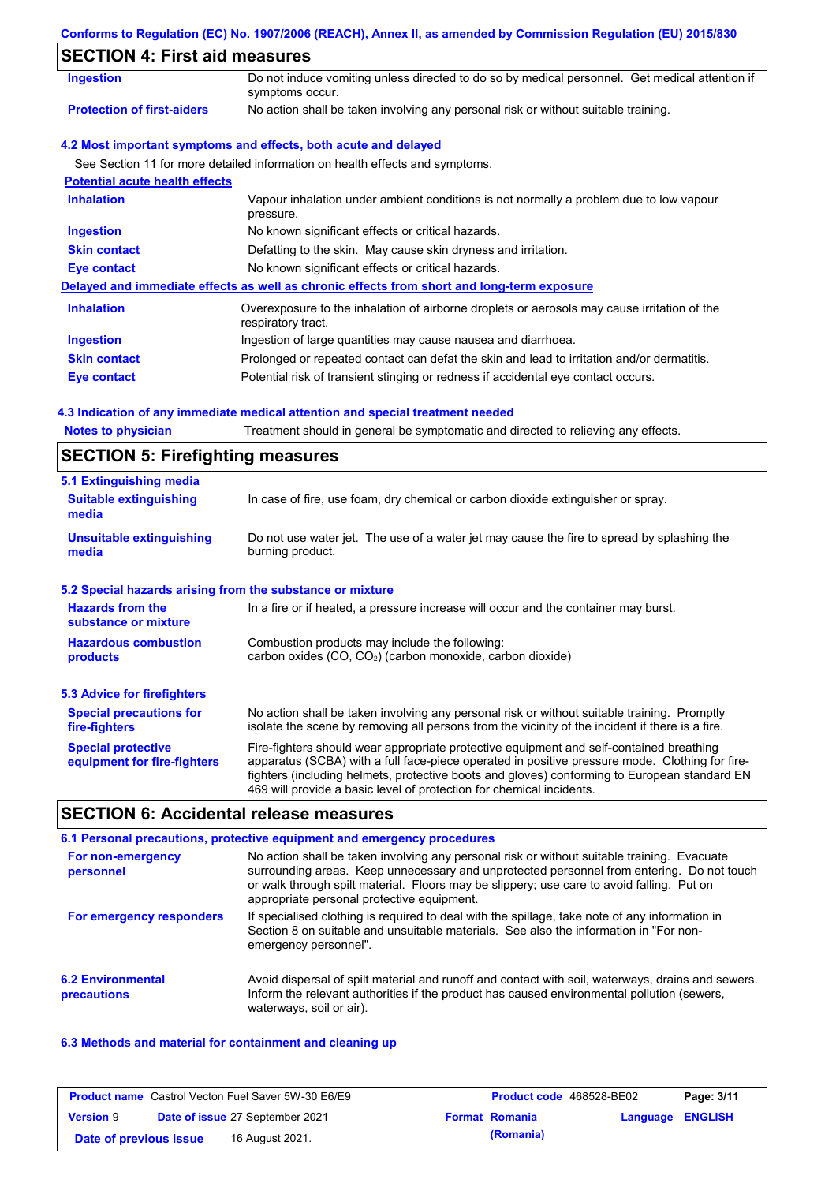## SECTION 4: First aid measures

| | |
|---|---|
| **Ingestion** | Do not induce vomiting unless directed to do so by medical personnel. Get medical attention if symptoms occur. |
| **Protection of first-aiders** | No action shall be taken involving any personal risk or without suitable training. |

### 4.2 Most important symptoms and effects, both acute and delayed

See Section 11 for more detailed information on health effects and symptoms.

**Potential acute health effects**

| | |
|---|---|
| **Inhalation** | Vapour inhalation under ambient conditions is not normally a problem due to low vapour pressure. |
| **Ingestion** | No known significant effects or critical hazards. |
| **Skin contact** | Defatting to the skin. May cause skin dryness and irritation. |
| **Eye contact** | No known significant effects or critical hazards. |

**Delayed and immediate effects as well as chronic effects from short and long-term exposure**

| | |
|---|---|
| **Inhalation** | Overexposure to the inhalation of airborne droplets or aerosols may cause irritation of the respiratory tract. |
| **Ingestion** | Ingestion of large quantities may cause nausea and diarrhoea. |
| **Skin contact** | Prolonged or repeated contact can defat the skin and lead to irritation and/or dermatitis. |
| **Eye contact** | Potential risk of transient stinging or redness if accidental eye contact occurs. |

### 4.3 Indication of any immediate medical attention and special treatment needed

| | |
|---|---|
| **Notes to physician** | Treatment should in general be symptomatic and directed to relieving any effects. |

## SECTION 5: Firefighting measures

### 5.1 Extinguishing media

| | |
|---|---|
| **Suitable extinguishing media** | In case of fire, use foam, dry chemical or carbon dioxide extinguisher or spray. |
| **Unsuitable extinguishing media** | Do not use water jet. The use of a water jet may cause the fire to spread by splashing the burning product. |

### 5.2 Special hazards arising from the substance or mixture

| | |
|---|---|
| **Hazards from the substance or mixture** | In a fire or if heated, a pressure increase will occur and the container may burst. |
| **Hazardous combustion products** | Combustion products may include the following: carbon oxides ($CO$, $CO_2$) (carbon monoxide, carbon dioxide) |

### 5.3 Advice for firefighters

| | |
|---|---|
| **Special precautions for fire-fighters** | No action shall be taken involving any personal risk or without suitable training. Promptly isolate the scene by removing all persons from the vicinity of the incident if there is a fire. |
| **Special protective equipment for fire-fighters** | Fire-fighters should wear appropriate protective equipment and self-contained breathing apparatus (SCBA) with a full face-piece operated in positive pressure mode. Clothing for fire-fighters (including helmets, protective boots and gloves) conforming to European standard EN 469 will provide a basic level of protection for chemical incidents. |

## SECTION 6: Accidental release measures

### 6.1 Personal precautions, protective equipment and emergency procedures

| | |
|---|---|
| **For non-emergency personnel** | No action shall be taken involving any personal risk or without suitable training. Evacuate surrounding areas. Keep unnecessary and unprotected personnel from entering. Do not touch or walk through spilt material. Floors may be slippery; use care to avoid falling. Put on appropriate personal protective equipment. |
| **For emergency responders** | If specialised clothing is required to deal with the spillage, take note of any information in Section 8 on suitable and unsuitable materials. See also the information in "For non-emergency personnel". |

| | |
|---|---|
| **6.2 Environmental precautions** | Avoid dispersal of spilt material and runoff and contact with soil, waterways, drains and sewers. Inform the relevant authorities if the product has caused environmental pollution (sewers, waterways, soil or air). |

### 6.3 Methods and material for containment and cleaning up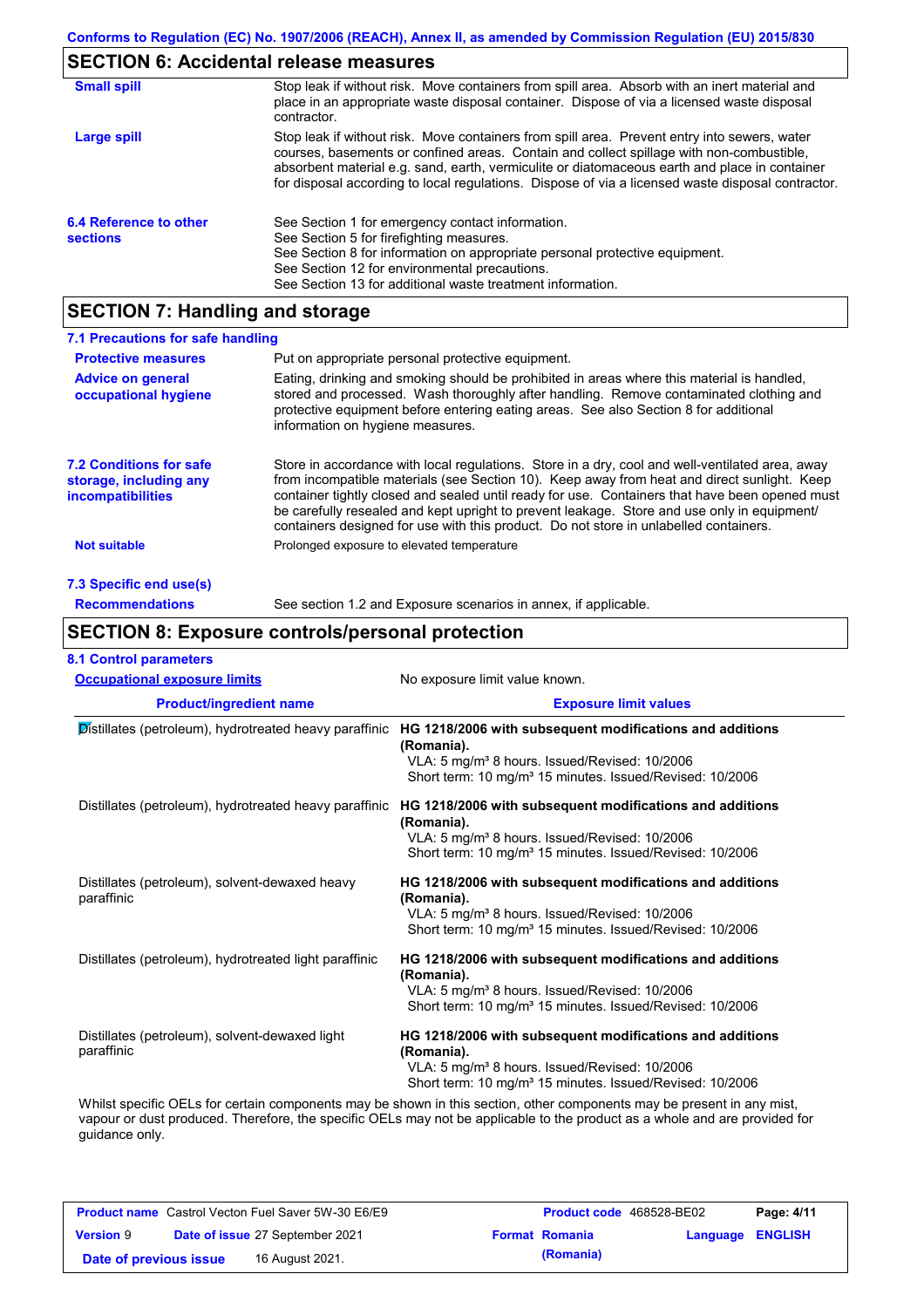## SECTION 6: Accidental release measures

**Small spill**

Stop leak if without risk. Move containers from spill area. Absorb with an inert material and place in an appropriate waste disposal container. Dispose of via a licensed waste disposal contractor.

**Large spill**

Stop leak if without risk. Move containers from spill area. Prevent entry into sewers, water courses, basements or confined areas. Contain and collect spillage with non-combustible, absorbent material e.g. sand, earth, vermiculite or diatomaceous earth and place in container for disposal according to local regulations. Dispose of via a licensed waste disposal contractor.

**6.4 Reference to other sections**

See Section 1 for emergency contact information.
See Section 5 for firefighting measures.
See Section 8 for information on appropriate personal protective equipment.
See Section 12 for environmental precautions.
See Section 13 for additional waste treatment information.

## SECTION 7: Handling and storage

### 7.1 Precautions for safe handling

**Protective measures**

Put on appropriate personal protective equipment.

**Advice on general occupational hygiene**

Eating, drinking and smoking should be prohibited in areas where this material is handled, stored and processed. Wash thoroughly after handling. Remove contaminated clothing and protective equipment before entering eating areas. See also Section 8 for additional information on hygiene measures.

**7.2 Conditions for safe storage, including any incompatibilities**

Store in accordance with local regulations. Store in a dry, cool and well-ventilated area, away from incompatible materials (see Section 10). Keep away from heat and direct sunlight. Keep container tightly closed and sealed until ready for use. Containers that have been opened must be carefully resealed and kept upright to prevent leakage. Store and use only in equipment/ containers designed for use with this product. Do not store in unlabelled containers.

**Not suitable**

Prolonged exposure to elevated temperature

### 7.3 Specific end use(s)

**Recommendations**

See section 1.2 and Exposure scenarios in annex, if applicable.

## SECTION 8: Exposure controls/personal protection

### 8.1 Control parameters

**Occupational exposure limits**

No exposure limit value known.

| Product/ingredient name | Exposure limit values |
|---|---|
| Distillates (petroleum), hydrotreated heavy paraffinic | **HG 1218/2006 with subsequent modifications and additions (Romania).** VLA: 5 mg/m³ 8 hours. Issued/Revised: 10/2006 Short term: 10 mg/m³ 15 minutes. Issued/Revised: 10/2006 |
| Distillates (petroleum), hydrotreated heavy paraffinic | **HG 1218/2006 with subsequent modifications and additions (Romania).** VLA: 5 mg/m³ 8 hours. Issued/Revised: 10/2006 Short term: 10 mg/m³ 15 minutes. Issued/Revised: 10/2006 |
| Distillates (petroleum), solvent-dewaxed heavy paraffinic | **HG 1218/2006 with subsequent modifications and additions (Romania).** VLA: 5 mg/m³ 8 hours. Issued/Revised: 10/2006 Short term: 10 mg/m³ 15 minutes. Issued/Revised: 10/2006 |
| Distillates (petroleum), hydrotreated light paraffinic | **HG 1218/2006 with subsequent modifications and additions (Romania).** VLA: 5 mg/m³ 8 hours. Issued/Revised: 10/2006 Short term: 10 mg/m³ 15 minutes. Issued/Revised: 10/2006 |
| Distillates (petroleum), solvent-dewaxed light paraffinic | **HG 1218/2006 with subsequent modifications and additions (Romania).** VLA: 5 mg/m³ 8 hours. Issued/Revised: 10/2006 Short term: 10 mg/m³ 15 minutes. Issued/Revised: 10/2006 |

Whilst specific OELs for certain components may be shown in this section, other components may be present in any mist, vapour or dust produced. Therefore, the specific OELs may not be applicable to the product as a whole and are provided for guidance only.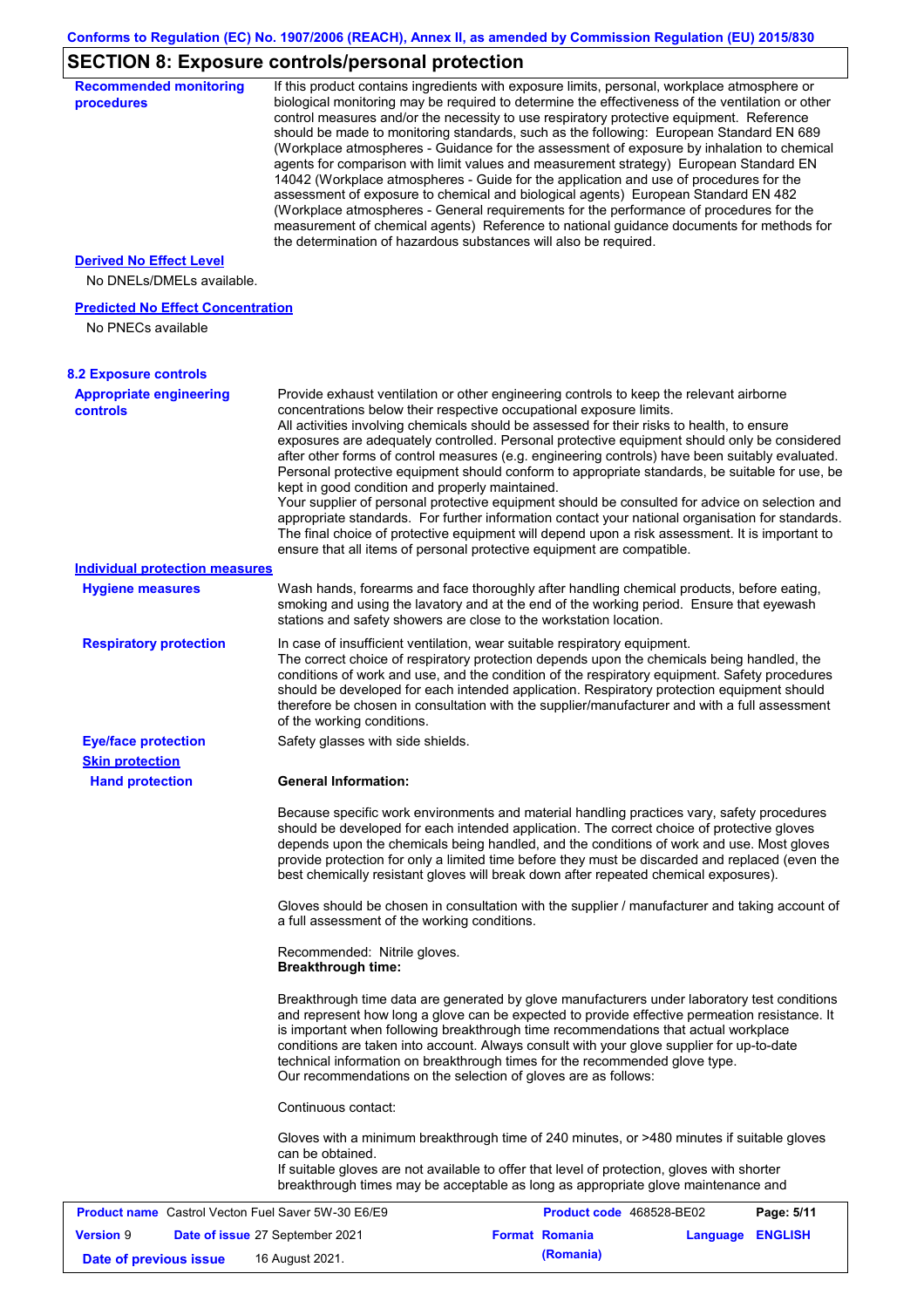## SECTION 8: Exposure controls/personal protection

**Recommended monitoring procedures**

If this product contains ingredients with exposure limits, personal, workplace atmosphere or biological monitoring may be required to determine the effectiveness of the ventilation or other control measures and/or the necessity to use respiratory protective equipment. Reference should be made to monitoring standards, such as the following: European Standard EN 689 (Workplace atmospheres - Guidance for the assessment of exposure by inhalation to chemical agents for comparison with limit values and measurement strategy) European Standard EN 14042 (Workplace atmospheres - Guide for the application and use of procedures for the assessment of exposure to chemical and biological agents) European Standard EN 482 (Workplace atmospheres - General requirements for the performance of procedures for the measurement of chemical agents) Reference to national guidance documents for methods for the determination of hazardous substances will also be required.

**Derived No Effect Level**

No DNELs/DMELs available.

**Predicted No Effect Concentration**

No PNECs available

### 8.2 Exposure controls

**Appropriate engineering controls**

Provide exhaust ventilation or other engineering controls to keep the relevant airborne concentrations below their respective occupational exposure limits.
All activities involving chemicals should be assessed for their risks to health, to ensure exposures are adequately controlled. Personal protective equipment should only be considered after other forms of control measures (e.g. engineering controls) have been suitably evaluated. Personal protective equipment should conform to appropriate standards, be suitable for use, be kept in good condition and properly maintained.
Your supplier of personal protective equipment should be consulted for advice on selection and appropriate standards. For further information contact your national organisation for standards.
The final choice of protective equipment will depend upon a risk assessment. It is important to ensure that all items of personal protective equipment are compatible.

**Individual protection measures**

**Hygiene measures**

Wash hands, forearms and face thoroughly after handling chemical products, before eating, smoking and using the lavatory and at the end of the working period. Ensure that eyewash stations and safety showers are close to the workstation location.

**Respiratory protection**

In case of insufficient ventilation, wear suitable respiratory equipment.
The correct choice of respiratory protection depends upon the chemicals being handled, the conditions of work and use, and the condition of the respiratory equipment. Safety procedures should be developed for each intended application. Respiratory protection equipment should therefore be chosen in consultation with the supplier/manufacturer and with a full assessment of the working conditions.

**Eye/face protection**

Safety glasses with side shields.

**Skin protection**

**Hand protection**

**General Information:**

Because specific work environments and material handling practices vary, safety procedures should be developed for each intended application. The correct choice of protective gloves depends upon the chemicals being handled, and the conditions of work and use. Most gloves provide protection for only a limited time before they must be discarded and replaced (even the best chemically resistant gloves will break down after repeated chemical exposures).

Gloves should be chosen in consultation with the supplier / manufacturer and taking account of a full assessment of the working conditions.

Recommended: Nitrile gloves.
**Breakthrough time:**

Breakthrough time data are generated by glove manufacturers under laboratory test conditions and represent how long a glove can be expected to provide effective permeation resistance. It is important when following breakthrough time recommendations that actual workplace conditions are taken into account. Always consult with your glove supplier for up-to-date technical information on breakthrough times for the recommended glove type.
Our recommendations on the selection of gloves are as follows:

Continuous contact:

Gloves with a minimum breakthrough time of 240 minutes, or >480 minutes if suitable gloves can be obtained.
If suitable gloves are not available to offer that level of protection, gloves with shorter breakthrough times may be acceptable as long as appropriate glove maintenance and

| **Product name** Castrol Vecton Fuel Saver 5W-30 E6/E9 | | **Product code** 468528-BE02 | **Page: 5/11** |
|---|---|---|---|
| **Version** 9 | **Date of issue** 27 September 2021 | **Format Romania (Romania)** | **Language ENGLISH** |
| **Date of previous issue** | 16 August 2021. | | |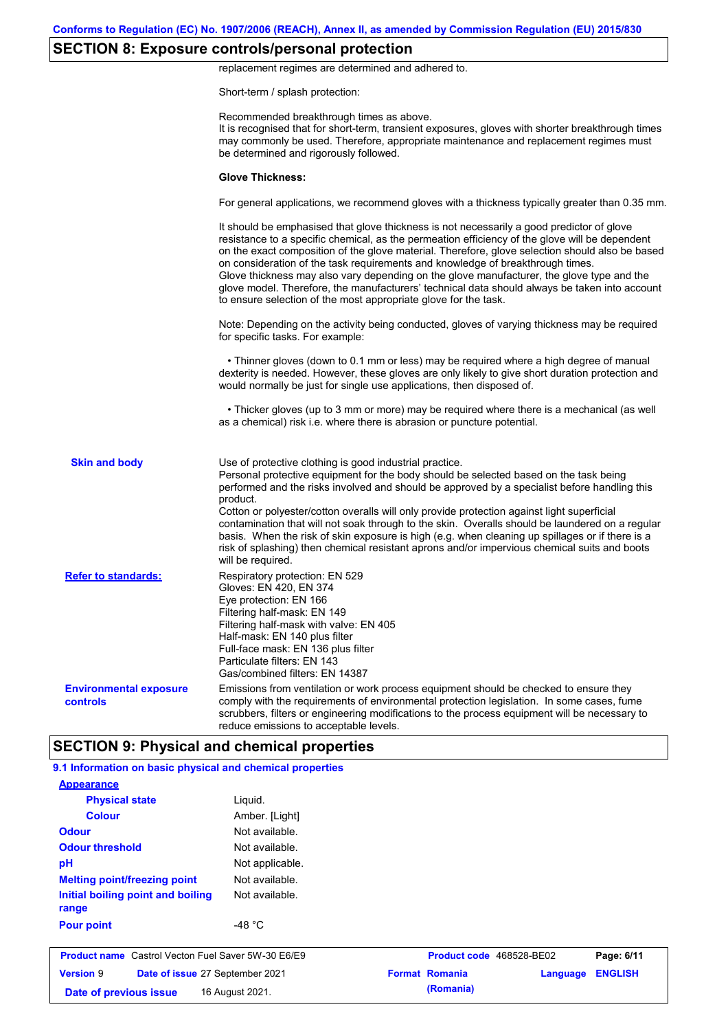## SECTION 8: Exposure controls/personal protection

replacement regimes are determined and adhered to.

Short-term / splash protection:

Recommended breakthrough times as above.
It is recognised that for short-term, transient exposures, gloves with shorter breakthrough times may commonly be used. Therefore, appropriate maintenance and replacement regimes must be determined and rigorously followed.

**Glove Thickness:**

For general applications, we recommend gloves with a thickness typically greater than 0.35 mm.

It should be emphasised that glove thickness is not necessarily a good predictor of glove resistance to a specific chemical, as the permeation efficiency of the glove will be dependent on the exact composition of the glove material. Therefore, glove selection should also be based on consideration of the task requirements and knowledge of breakthrough times.
Glove thickness may also vary depending on the glove manufacturer, the glove type and the glove model. Therefore, the manufacturers' technical data should always be taken into account to ensure selection of the most appropriate glove for the task.

Note: Depending on the activity being conducted, gloves of varying thickness may be required for specific tasks. For example:

• Thinner gloves (down to 0.1 mm or less) may be required where a high degree of manual dexterity is needed. However, these gloves are only likely to give short duration protection and would normally be just for single use applications, then disposed of.

• Thicker gloves (up to 3 mm or more) may be required where there is a mechanical (as well as a chemical) risk i.e. where there is abrasion or puncture potential.

**Skin and body**

Use of protective clothing is good industrial practice.
Personal protective equipment for the body should be selected based on the task being performed and the risks involved and should be approved by a specialist before handling this product.
Cotton or polyester/cotton overalls will only provide protection against light superficial contamination that will not soak through to the skin. Overalls should be laundered on a regular basis. When the risk of skin exposure is high (e.g. when cleaning up spillages or if there is a risk of splashing) then chemical resistant aprons and/or impervious chemical suits and boots will be required.

**Refer to standards:**

Respiratory protection: EN 529
Gloves: EN 420, EN 374
Eye protection: EN 166
Filtering half-mask: EN 149
Filtering half-mask with valve: EN 405
Half-mask: EN 140 plus filter
Full-face mask: EN 136 plus filter
Particulate filters: EN 143
Gas/combined filters: EN 14387

**Environmental exposure controls**

Emissions from ventilation or work process equipment should be checked to ensure they comply with the requirements of environmental protection legislation. In some cases, fume scrubbers, filters or engineering modifications to the process equipment will be necessary to reduce emissions to acceptable levels.

## SECTION 9: Physical and chemical properties

### 9.1 Information on basic physical and chemical properties

**Appearance**

| | |
|---|---|
| **Physical state** | Liquid. |
| **Colour** | Amber. [Light] |
| **Odour** | Not available. |
| **Odour threshold** | Not available. |
| **pH** | Not applicable. |
| **Melting point/freezing point** | Not available. |
| **Initial boiling point and boiling range** | Not available. |
| **Pour point** | -48 °C |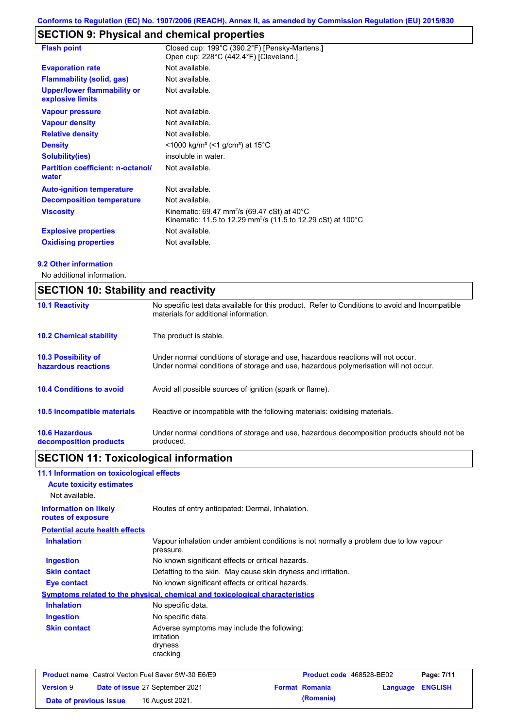## SECTION 9: Physical and chemical properties

| | |
|---|---|
| **Flash point** | Closed cup: 199°C (390.2°F) [Pensky-Martens.]<br>Open cup: 228°C (442.4°F) [Cleveland.] |
| **Evaporation rate** | Not available. |
| **Flammability (solid, gas)** | Not available. |
| **Upper/lower flammability or explosive limits** | Not available. |
| **Vapour pressure** | Not available. |
| **Vapour density** | Not available. |
| **Relative density** | Not available. |
| **Density** | <1000 kg/m³ (<1 g/cm³) at 15°C |
| **Solubility(ies)** | insoluble in water. |
| **Partition coefficient: n-octanol/ water** | Not available. |
| **Auto-ignition temperature** | Not available. |
| **Decomposition temperature** | Not available. |
| **Viscosity** | Kinematic: 69.47 mm²/s (69.47 cSt) at 40°C<br>Kinematic: 11.5 to 12.29 mm²/s (11.5 to 12.29 cSt) at 100°C |
| **Explosive properties** | Not available. |
| **Oxidising properties** | Not available. |

### 9.2 Other information

No additional information.

## SECTION 10: Stability and reactivity

| | |
|---|---|
| **10.1 Reactivity** | No specific test data available for this product. Refer to Conditions to avoid and Incompatible materials for additional information. |
| **10.2 Chemical stability** | The product is stable. |
| **10.3 Possibility of hazardous reactions** | Under normal conditions of storage and use, hazardous reactions will not occur.<br>Under normal conditions of storage and use, hazardous polymerisation will not occur. |
| **10.4 Conditions to avoid** | Avoid all possible sources of ignition (spark or flame). |
| **10.5 Incompatible materials** | Reactive or incompatible with the following materials: oxidising materials. |
| **10.6 Hazardous decomposition products** | Under normal conditions of storage and use, hazardous decomposition products should not be produced. |

## SECTION 11: Toxicological information

### 11.1 Information on toxicological effects

**Acute toxicity estimates**

Not available.

| | |
|---|---|
| **Information on likely routes of exposure** | Routes of entry anticipated: Dermal, Inhalation. |

**Potential acute health effects**

| | |
|---|---|
| **Inhalation** | Vapour inhalation under ambient conditions is not normally a problem due to low vapour pressure. |
| **Ingestion** | No known significant effects or critical hazards. |
| **Skin contact** | Defatting to the skin. May cause skin dryness and irritation. |
| **Eye contact** | No known significant effects or critical hazards. |

**Symptoms related to the physical, chemical and toxicological characteristics**

| | |
|---|---|
| **Inhalation** | No specific data. |
| **Ingestion** | No specific data. |
| **Skin contact** | Adverse symptoms may include the following:<br>irritation<br>dryness<br>cracking |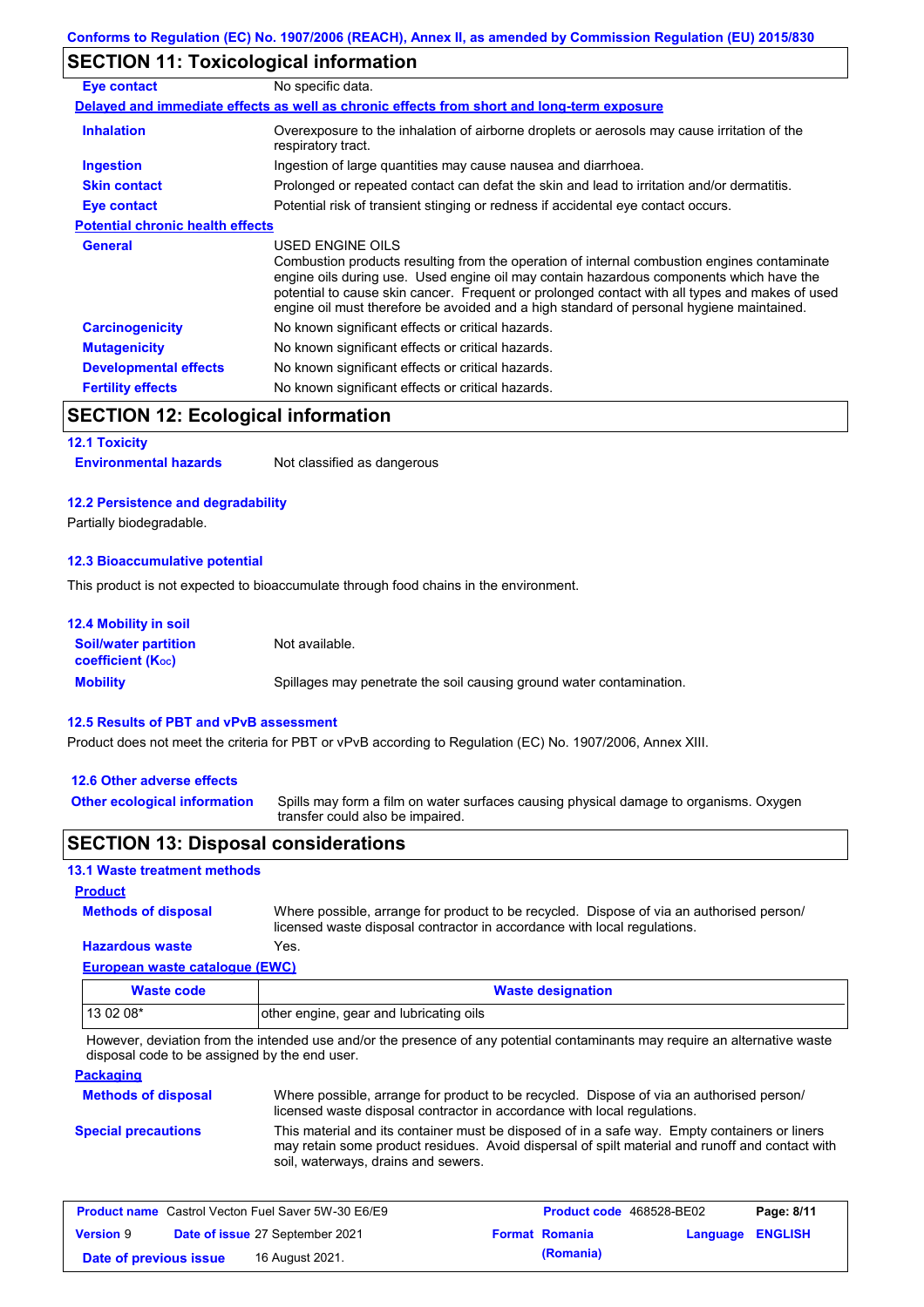Conforms to Regulation (EC) No. 1907/2006 (REACH), Annex II, as amended by Commission Regulation (EU) 2015/830

## SECTION 11: Toxicological information

**Eye contact** No specific data.

**Delayed and immediate effects as well as chronic effects from short and long-term exposure**

**Inhalation** Overexposure to the inhalation of airborne droplets or aerosols may cause irritation of the respiratory tract.

**Ingestion** Ingestion of large quantities may cause nausea and diarrhoea.

**Skin contact** Prolonged or repeated contact can defat the skin and lead to irritation and/or dermatitis.

**Eye contact** Potential risk of transient stinging or redness if accidental eye contact occurs.

**Potential chronic health effects**

**General** USED ENGINE OILS
Combustion products resulting from the operation of internal combustion engines contaminate engine oils during use. Used engine oil may contain hazardous components which have the potential to cause skin cancer. Frequent or prolonged contact with all types and makes of used engine oil must therefore be avoided and a high standard of personal hygiene maintained.

**Carcinogenicity** No known significant effects or critical hazards.

**Mutagenicity** No known significant effects or critical hazards.

**Developmental effects** No known significant effects or critical hazards.

**Fertility effects** No known significant effects or critical hazards.

## SECTION 12: Ecological information

### 12.1 Toxicity

**Environmental hazards** Not classified as dangerous

### 12.2 Persistence and degradability

Partially biodegradable.

### 12.3 Bioaccumulative potential

This product is not expected to bioaccumulate through food chains in the environment.

### 12.4 Mobility in soil

**Soil/water partition coefficient ($K_{OC}$)** Not available.

**Mobility** Spillages may penetrate the soil causing ground water contamination.

### 12.5 Results of PBT and vPvB assessment

Product does not meet the criteria for PBT or vPvB according to Regulation (EC) No. 1907/2006, Annex XIII.

### 12.6 Other adverse effects

**Other ecological information** Spills may form a film on water surfaces causing physical damage to organisms. Oxygen transfer could also be impaired.

## SECTION 13: Disposal considerations

### 13.1 Waste treatment methods

**Product**

**Methods of disposal** Where possible, arrange for product to be recycled. Dispose of via an authorised person/ licensed waste disposal contractor in accordance with local regulations.

**Hazardous waste** Yes.

**European waste catalogue (EWC)**

| Waste code | Waste designation |
|---|---|
| 13 02 08* | other engine, gear and lubricating oils |

However, deviation from the intended use and/or the presence of any potential contaminants may require an alternative waste disposal code to be assigned by the end user.

**Packaging**

**Methods of disposal** Where possible, arrange for product to be recycled. Dispose of via an authorised person/ licensed waste disposal contractor in accordance with local regulations.

**Special precautions** This material and its container must be disposed of in a safe way. Empty containers or liners may retain some product residues. Avoid dispersal of spilt material and runoff and contact with soil, waterways, drains and sewers.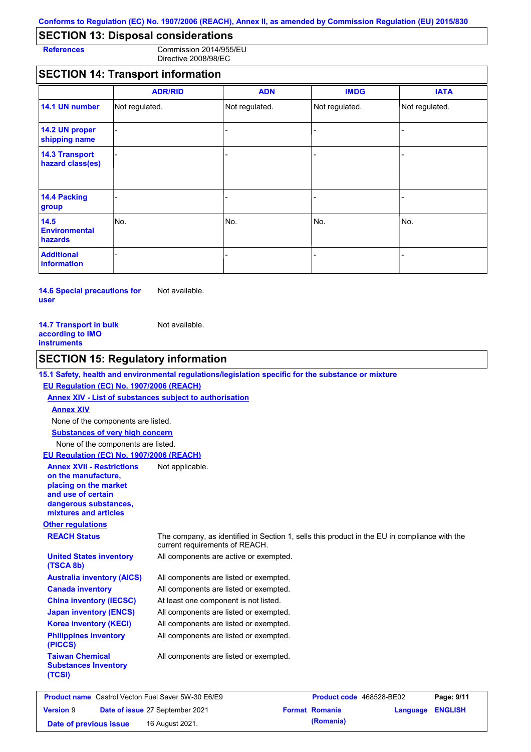## SECTION 13: Disposal considerations

**References** Commission 2014/955/EU
Directive 2008/98/EC

## SECTION 14: Transport information

| | ADR/RID | ADN | IMDG | IATA |
|---|---|---|---|---|
| **14.1 UN number** | Not regulated. | Not regulated. | Not regulated. | Not regulated. |
| **14.2 UN proper shipping name** | - | - | - | - |
| **14.3 Transport hazard class(es)** | - | - | - | - |
| **14.4 Packing group** | - | - | - | - |
| **14.5 Environmental hazards** | No. | No. | No. | No. |
| **Additional information** | - | - | - | - |

**14.6 Special precautions for user** Not available.

**14.7 Transport in bulk according to IMO instruments** Not available.

## SECTION 15: Regulatory information

**15.1 Safety, health and environmental regulations/legislation specific for the substance or mixture**

**EU Regulation (EC) No. 1907/2006 (REACH)**

**Annex XIV - List of substances subject to authorisation**

**Annex XIV**

None of the components are listed.

**Substances of very high concern**

None of the components are listed.

**EU Regulation (EC) No. 1907/2006 (REACH)**

**Annex XVII - Restrictions on the manufacture, placing on the market and use of certain dangerous substances, mixtures and articles** Not applicable.

**Other regulations**

**REACH Status** The company, as identified in Section 1, sells this product in the EU in compliance with the current requirements of REACH.

**United States inventory (TSCA 8b)** All components are active or exempted.

**Australia inventory (AICS)** All components are listed or exempted.

**Canada inventory** All components are listed or exempted.

**China inventory (IECSC)** At least one component is not listed.

**Japan inventory (ENCS)** All components are listed or exempted.

**Korea inventory (KECI)** All components are listed or exempted.

**Philippines inventory (PICCS)** All components are listed or exempted.

**Taiwan Chemical Substances Inventory (TCSI)** All components are listed or exempted.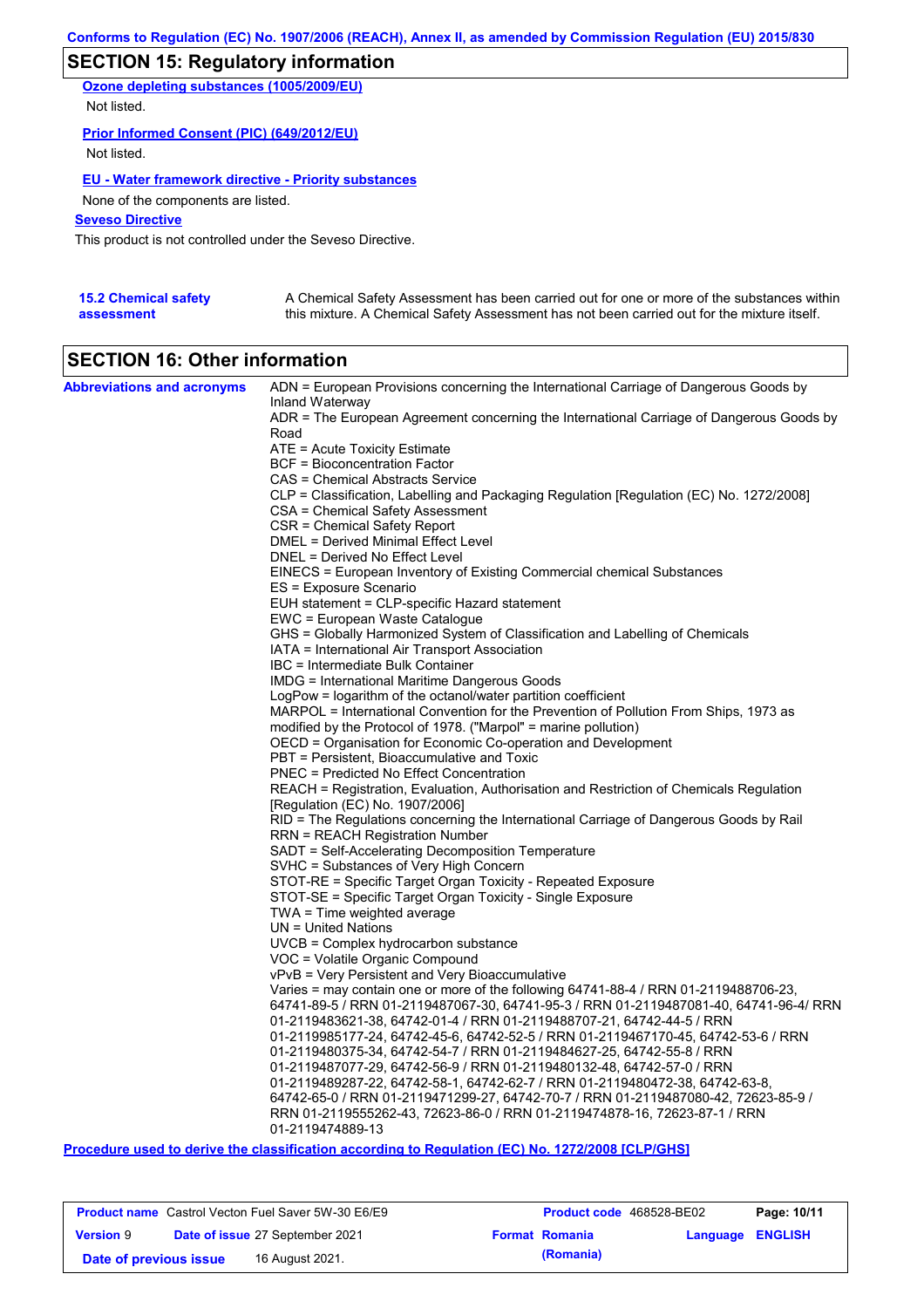## SECTION 15: Regulatory information

**Ozone depleting substances (1005/2009/EU)**

Not listed.

**Prior Informed Consent (PIC) (649/2012/EU)**

Not listed.

**EU - Water framework directive - Priority substances**

None of the components are listed.

**Seveso Directive**

This product is not controlled under the Seveso Directive.

**15.2 Chemical safety assessment**

A Chemical Safety Assessment has been carried out for one or more of the substances within this mixture. A Chemical Safety Assessment has not been carried out for the mixture itself.

## SECTION 16: Other information

**Abbreviations and acronyms**

ADN = European Provisions concerning the International Carriage of Dangerous Goods by Inland Waterway
ADR = The European Agreement concerning the International Carriage of Dangerous Goods by Road
ATE = Acute Toxicity Estimate
BCF = Bioconcentration Factor
CAS = Chemical Abstracts Service
CLP = Classification, Labelling and Packaging Regulation [Regulation (EC) No. 1272/2008]
CSA = Chemical Safety Assessment
CSR = Chemical Safety Report
DMEL = Derived Minimal Effect Level
DNEL = Derived No Effect Level
EINECS = European Inventory of Existing Commercial chemical Substances
ES = Exposure Scenario
EUH statement = CLP-specific Hazard statement
EWC = European Waste Catalogue
GHS = Globally Harmonized System of Classification and Labelling of Chemicals
IATA = International Air Transport Association
IBC = Intermediate Bulk Container
IMDG = International Maritime Dangerous Goods
LogPow = logarithm of the octanol/water partition coefficient
MARPOL = International Convention for the Prevention of Pollution From Ships, 1973 as modified by the Protocol of 1978. ("Marpol" = marine pollution)
OECD = Organisation for Economic Co-operation and Development
PBT = Persistent, Bioaccumulative and Toxic
PNEC = Predicted No Effect Concentration
REACH = Registration, Evaluation, Authorisation and Restriction of Chemicals Regulation [Regulation (EC) No. 1907/2006]
RID = The Regulations concerning the International Carriage of Dangerous Goods by Rail
RRN = REACH Registration Number
SADT = Self-Accelerating Decomposition Temperature
SVHC = Substances of Very High Concern
STOT-RE = Specific Target Organ Toxicity - Repeated Exposure
STOT-SE = Specific Target Organ Toxicity - Single Exposure
TWA = Time weighted average
UN = United Nations
UVCB = Complex hydrocarbon substance
VOC = Volatile Organic Compound
vPvB = Very Persistent and Very Bioaccumulative
Varies = may contain one or more of the following 64741-88-4 / RRN 01-2119488706-23, 64741-89-5 / RRN 01-2119487067-30, 64741-95-3 / RRN 01-2119487081-40, 64741-96-4/ RRN 01-2119483621-38, 64742-01-4 / RRN 01-2119488707-21, 64742-44-5 / RRN 01-2119985177-24, 64742-45-6, 64742-52-5 / RRN 01-2119467170-45, 64742-53-6 / RRN 01-2119480375-34, 64742-54-7 / RRN 01-2119484627-25, 64742-55-8 / RRN 01-2119487077-29, 64742-56-9 / RRN 01-2119480132-48, 64742-57-0 / RRN 01-2119489287-22, 64742-58-1, 64742-62-7 / RRN 01-2119480472-38, 64742-63-8, 64742-65-0 / RRN 01-2119471299-27, 64742-70-7 / RRN 01-2119487080-42, 72623-85-9 / RRN 01-2119555262-43, 72623-86-0 / RRN 01-2119474878-16, 72623-87-1 / RRN 01-2119474889-13

**Procedure used to derive the classification according to Regulation (EC) No. 1272/2008 [CLP/GHS]**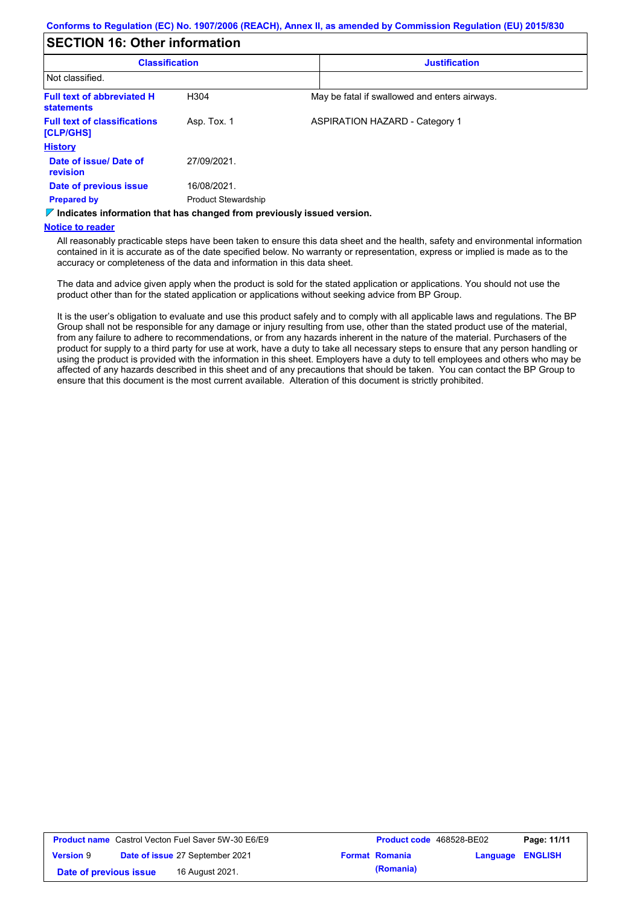Conforms to Regulation (EC) No. 1907/2006 (REACH), Annex II, as amended by Commission Regulation (EU) 2015/830

## SECTION 16: Other information

| Classification | Justification |
| --- | --- |
| Not classified. | |

**Full text of abbreviated H statements** H304 May be fatal if swallowed and enters airways.

**Full text of classifications [CLP/GHS]** Asp. Tox. 1 ASPIRATION HAZARD - Category 1

**History**

**Date of issue/ Date of revision** 27/09/2021.

**Date of previous issue** 16/08/2021.

**Prepared by** Product Stewardship

**Indicates information that has changed from previously issued version.**

**Notice to reader**

All reasonably practicable steps have been taken to ensure this data sheet and the health, safety and environmental information contained in it is accurate as of the date specified below. No warranty or representation, express or implied is made as to the accuracy or completeness of the data and information in this data sheet.

The data and advice given apply when the product is sold for the stated application or applications. You should not use the product other than for the stated application or applications without seeking advice from BP Group.

It is the user's obligation to evaluate and use this product safely and to comply with all applicable laws and regulations. The BP Group shall not be responsible for any damage or injury resulting from use, other than the stated product use of the material, from any failure to adhere to recommendations, or from any hazards inherent in the nature of the material. Purchasers of the product for supply to a third party for use at work, have a duty to take all necessary steps to ensure that any person handling or using the product is provided with the information in this sheet. Employers have a duty to tell employees and others who may be affected of any hazards described in this sheet and of any precautions that should be taken. You can contact the BP Group to ensure that this document is the most current available. Alteration of this document is strictly prohibited.